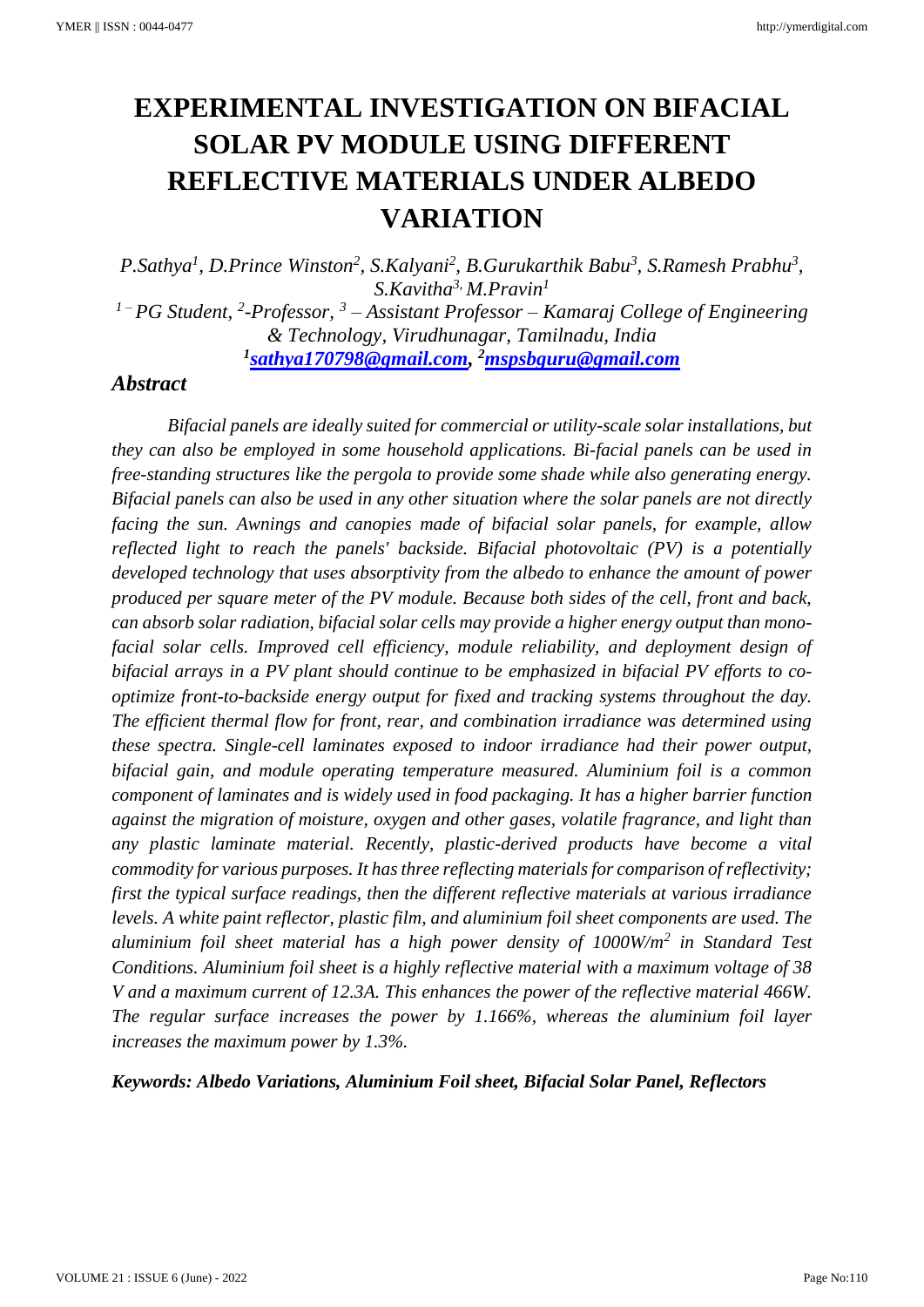# EXPERIMENTAL INVESTIGATION ON BIFACIAL SOLAR PV MODULE USING DIFFERENT REFLECTIVE MATERIALS UNDER ALBEDO VARIATION

*P.Sathya[1], D.Prince Winston[2], S.Kalyani[2], B.Gurukarthik Babu[3], S.Ramesh Prabhu[3], S.Kavitha[3], M.Pravin[1]*

*[1] – PG Student, [2]-Professor, [3] – Assistant Professor – Kamaraj College of Engineering & Technology, Virudhunagar, Tamilnadu, India*

*[1]sathya170798@gmail.com, [2]mspsbguru@gmail.com*

## Abstract

*Bifacial panels are ideally suited for commercial or utility-scale solar installations, but they can also be employed in some household applications. Bi-facial panels can be used in free-standing structures like the pergola to provide some shade while also generating energy. Bifacial panels can also be used in any other situation where the solar panels are not directly facing the sun. Awnings and canopies made of bifacial solar panels, for example, allow reflected light to reach the panels' backside. Bifacial photovoltaic (PV) is a potentially developed technology that uses absorptivity from the albedo to enhance the amount of power produced per square meter of the PV module. Because both sides of the cell, front and back, can absorb solar radiation, bifacial solar cells may provide a higher energy output than mono-facial solar cells. Improved cell efficiency, module reliability, and deployment design of bifacial arrays in a PV plant should continue to be emphasized in bifacial PV efforts to co-optimize front-to-backside energy output for fixed and tracking systems throughout the day. The efficient thermal flow for front, rear, and combination irradiance was determined using these spectra. Single-cell laminates exposed to indoor irradiance had their power output, bifacial gain, and module operating temperature measured. Aluminium foil is a common component of laminates and is widely used in food packaging. It has a higher barrier function against the migration of moisture, oxygen and other gases, volatile fragrance, and light than any plastic laminate material. Recently, plastic-derived products have become a vital commodity for various purposes. It has three reflecting materials for comparison of reflectivity; first the typical surface readings, then the different reflective materials at various irradiance levels. A white paint reflector, plastic film, and aluminium foil sheet components are used. The aluminium foil sheet material has a high power density of 1000W/m$^2$ in Standard Test Conditions. Aluminium foil sheet is a highly reflective material with a maximum voltage of 38 V and a maximum current of 12.3A. This enhances the power of the reflective material 466W. The regular surface increases the power by 1.166%, whereas the aluminium foil layer increases the maximum power by 1.3%.*

***Keywords: Albedo Variations, Aluminium Foil sheet, Bifacial Solar Panel, Reflectors***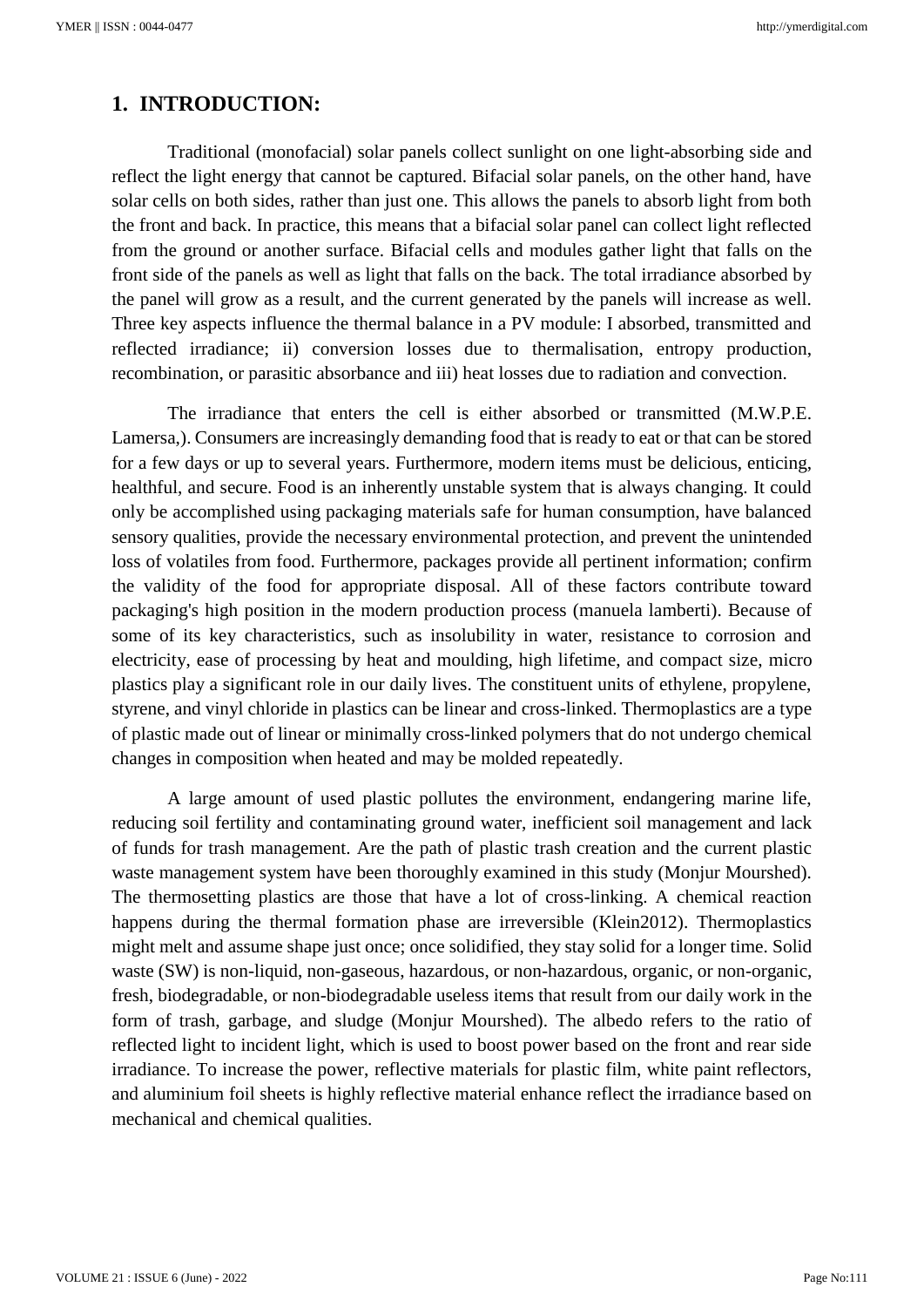## 1. INTRODUCTION:

Traditional (monofacial) solar panels collect sunlight on one light-absorbing side and reflect the light energy that cannot be captured. Bifacial solar panels, on the other hand, have solar cells on both sides, rather than just one. This allows the panels to absorb light from both the front and back. In practice, this means that a bifacial solar panel can collect light reflected from the ground or another surface. Bifacial cells and modules gather light that falls on the front side of the panels as well as light that falls on the back. The total irradiance absorbed by the panel will grow as a result, and the current generated by the panels will increase as well. Three key aspects influence the thermal balance in a PV module: I absorbed, transmitted and reflected irradiance; ii) conversion losses due to thermalisation, entropy production, recombination, or parasitic absorbance and iii) heat losses due to radiation and convection.

The irradiance that enters the cell is either absorbed or transmitted (M.W.P.E. Lamersa,). Consumers are increasingly demanding food that is ready to eat or that can be stored for a few days or up to several years. Furthermore, modern items must be delicious, enticing, healthful, and secure. Food is an inherently unstable system that is always changing. It could only be accomplished using packaging materials safe for human consumption, have balanced sensory qualities, provide the necessary environmental protection, and prevent the unintended loss of volatiles from food. Furthermore, packages provide all pertinent information; confirm the validity of the food for appropriate disposal. All of these factors contribute toward packaging's high position in the modern production process (manuela lamberti). Because of some of its key characteristics, such as insolubility in water, resistance to corrosion and electricity, ease of processing by heat and moulding, high lifetime, and compact size, micro plastics play a significant role in our daily lives. The constituent units of ethylene, propylene, styrene, and vinyl chloride in plastics can be linear and cross-linked. Thermoplastics are a type of plastic made out of linear or minimally cross-linked polymers that do not undergo chemical changes in composition when heated and may be molded repeatedly.

A large amount of used plastic pollutes the environment, endangering marine life, reducing soil fertility and contaminating ground water, inefficient soil management and lack of funds for trash management. Are the path of plastic trash creation and the current plastic waste management system have been thoroughly examined in this study (Monjur Mourshed). The thermosetting plastics are those that have a lot of cross-linking. A chemical reaction happens during the thermal formation phase are irreversible (Klein2012). Thermoplastics might melt and assume shape just once; once solidified, they stay solid for a longer time. Solid waste (SW) is non-liquid, non-gaseous, hazardous, or non-hazardous, organic, or non-organic, fresh, biodegradable, or non-biodegradable useless items that result from our daily work in the form of trash, garbage, and sludge (Monjur Mourshed). The albedo refers to the ratio of reflected light to incident light, which is used to boost power based on the front and rear side irradiance. To increase the power, reflective materials for plastic film, white paint reflectors, and aluminium foil sheets is highly reflective material enhance reflect the irradiance based on mechanical and chemical qualities.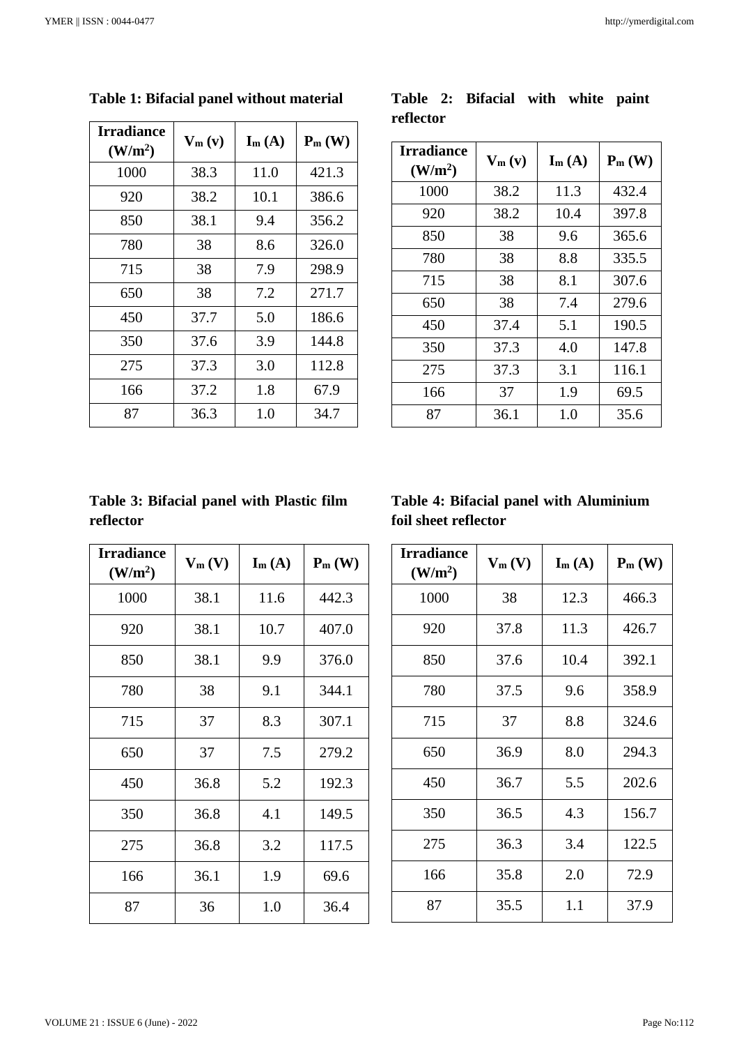**Table 1: Bifacial panel without material**

| Irradiance ($W/m^2$) | $V_m$ (v) | $I_m$ (A) | $P_m$ (W) |
|---|---|---|---|
| 1000 | 38.3 | 11.0 | 421.3 |
| 920 | 38.2 | 10.1 | 386.6 |
| 850 | 38.1 | 9.4 | 356.2 |
| 780 | 38 | 8.6 | 326.0 |
| 715 | 38 | 7.9 | 298.9 |
| 650 | 38 | 7.2 | 271.7 |
| 450 | 37.7 | 5.0 | 186.6 |
| 350 | 37.6 | 3.9 | 144.8 |
| 275 | 37.3 | 3.0 | 112.8 |
| 166 | 37.2 | 1.8 | 67.9 |
| 87 | 36.3 | 1.0 | 34.7 |

**Table 2: Bifacial with white paint reflector**

| Irradiance ($W/m^2$) | $V_m$ (v) | $I_m$ (A) | $P_m$ (W) |
|---|---|---|---|
| 1000 | 38.2 | 11.3 | 432.4 |
| 920 | 38.2 | 10.4 | 397.8 |
| 850 | 38 | 9.6 | 365.6 |
| 780 | 38 | 8.8 | 335.5 |
| 715 | 38 | 8.1 | 307.6 |
| 650 | 38 | 7.4 | 279.6 |
| 450 | 37.4 | 5.1 | 190.5 |
| 350 | 37.3 | 4.0 | 147.8 |
| 275 | 37.3 | 3.1 | 116.1 |
| 166 | 37 | 1.9 | 69.5 |
| 87 | 36.1 | 1.0 | 35.6 |

**Table 3: Bifacial panel with Plastic film reflector**

| Irradiance ($W/m^2$) | $V_m$ (V) | $I_m$ (A) | $P_m$ (W) |
|---|---|---|---|
| 1000 | 38.1 | 11.6 | 442.3 |
| 920 | 38.1 | 10.7 | 407.0 |
| 850 | 38.1 | 9.9 | 376.0 |
| 780 | 38 | 9.1 | 344.1 |
| 715 | 37 | 8.3 | 307.1 |
| 650 | 37 | 7.5 | 279.2 |
| 450 | 36.8 | 5.2 | 192.3 |
| 350 | 36.8 | 4.1 | 149.5 |
| 275 | 36.8 | 3.2 | 117.5 |
| 166 | 36.1 | 1.9 | 69.6 |
| 87 | 36 | 1.0 | 36.4 |

**Table 4: Bifacial panel with Aluminium foil sheet reflector**

| Irradiance ($W/m^2$) | $V_m$ (V) | $I_m$ (A) | $P_m$ (W) |
|---|---|---|---|
| 1000 | 38 | 12.3 | 466.3 |
| 920 | 37.8 | 11.3 | 426.7 |
| 850 | 37.6 | 10.4 | 392.1 |
| 780 | 37.5 | 9.6 | 358.9 |
| 715 | 37 | 8.8 | 324.6 |
| 650 | 36.9 | 8.0 | 294.3 |
| 450 | 36.7 | 5.5 | 202.6 |
| 350 | 36.5 | 4.3 | 156.7 |
| 275 | 36.3 | 3.4 | 122.5 |
| 166 | 35.8 | 2.0 | 72.9 |
| 87 | 35.5 | 1.1 | 37.9 |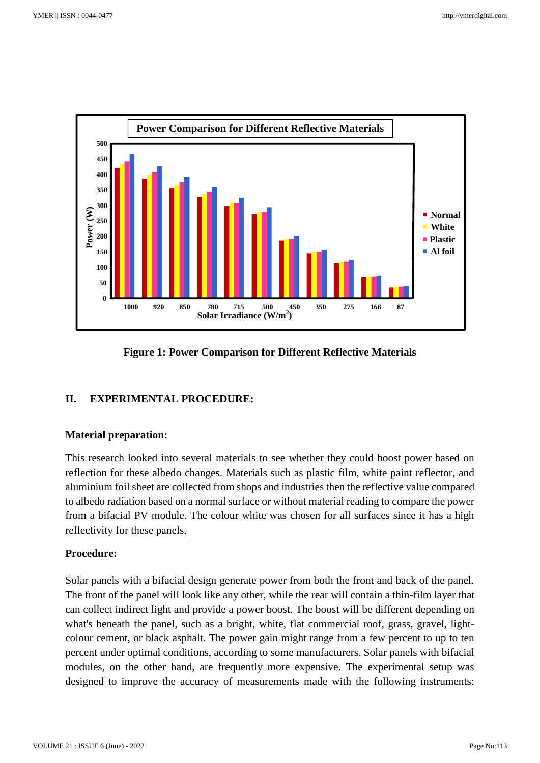**Figure 1: Power Comparison for Different Reflective Materials**

## II. EXPERIMENTAL PROCEDURE:

### Material preparation:

This research looked into several materials to see whether they could boost power based on reflection for these albedo changes. Materials such as plastic film, white paint reflector, and aluminium foil sheet are collected from shops and industries then the reflective value compared to albedo radiation based on a normal surface or without material reading to compare the power from a bifacial PV module. The colour white was chosen for all surfaces since it has a high reflectivity for these panels.

### Procedure:

Solar panels with a bifacial design generate power from both the front and back of the panel. The front of the panel will look like any other, while the rear will contain a thin-film layer that can collect indirect light and provide a power boost. The boost will be different depending on what's beneath the panel, such as a bright, white, flat commercial roof, grass, gravel, light-colour cement, or black asphalt. The power gain might range from a few percent to up to ten percent under optimal conditions, according to some manufacturers. Solar panels with bifacial modules, on the other hand, are frequently more expensive. The experimental setup was designed to improve the accuracy of measurements made with the following instruments: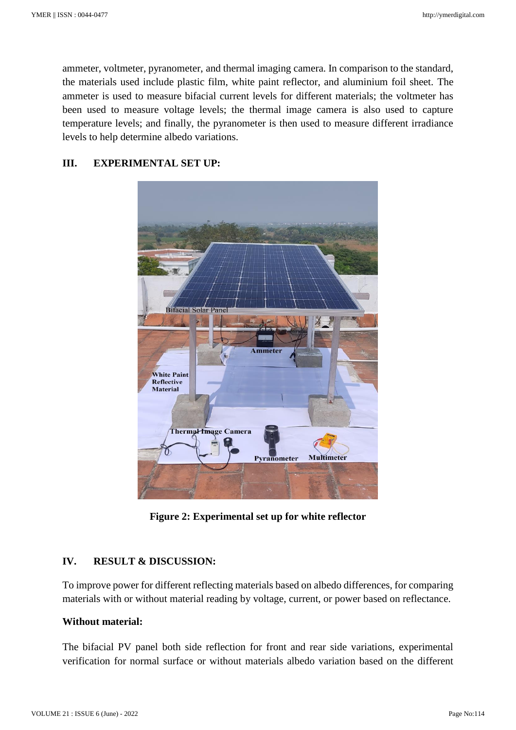ammeter, voltmeter, pyranometer, and thermal imaging camera. In comparison to the standard, the materials used include plastic film, white paint reflector, and aluminium foil sheet. The ammeter is used to measure bifacial current levels for different materials; the voltmeter has been used to measure voltage levels; the thermal image camera is also used to capture temperature levels; and finally, the pyranometer is then used to measure different irradiance levels to help determine albedo variations.

## III. EXPERIMENTAL SET UP:

**Figure 2: Experimental set up for white reflector**

## IV. RESULT & DISCUSSION:

To improve power for different reflecting materials based on albedo differences, for comparing materials with or without material reading by voltage, current, or power based on reflectance.

### Without material:

The bifacial PV panel both side reflection for front and rear side variations, experimental verification for normal surface or without materials albedo variation based on the different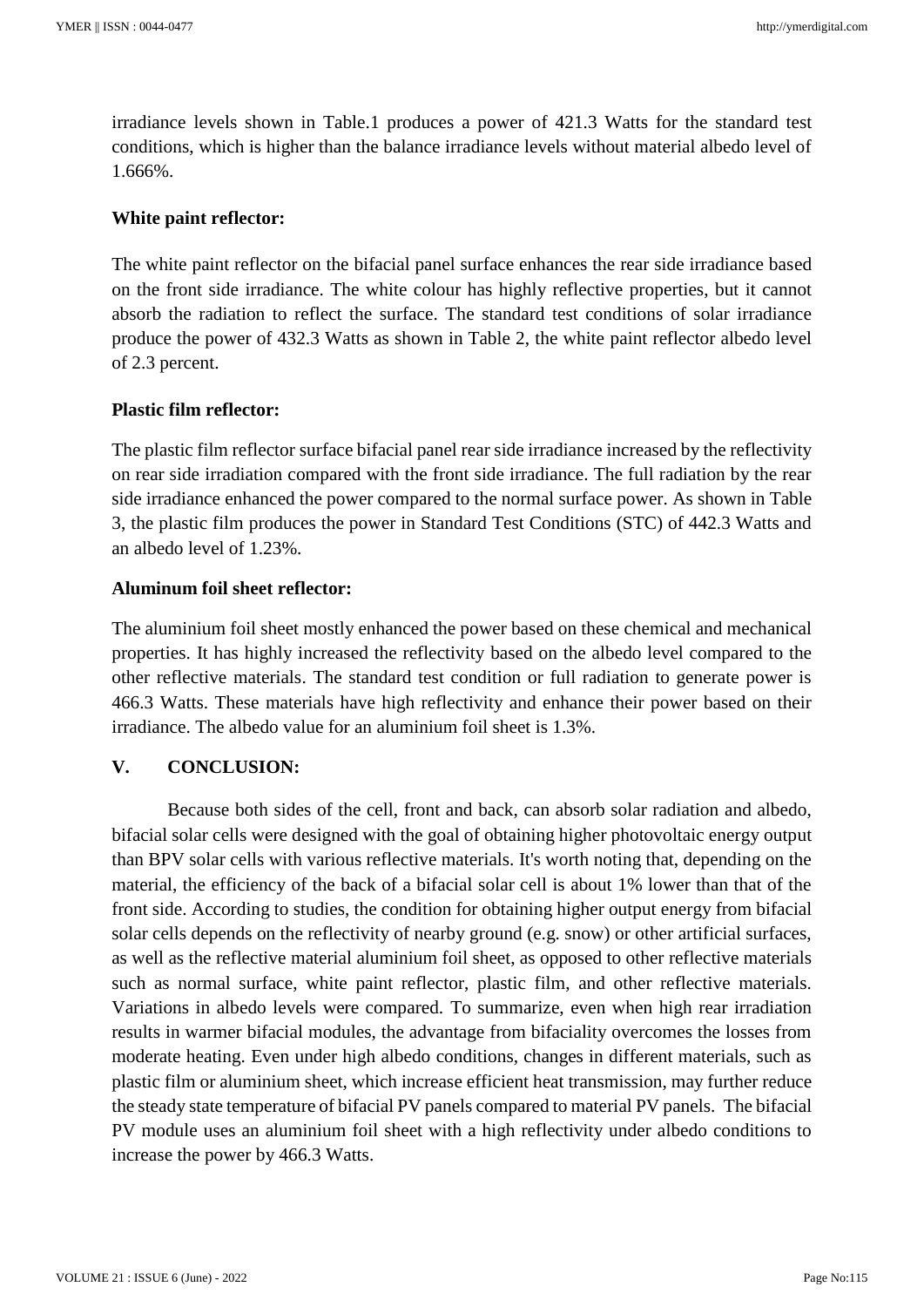irradiance levels shown in Table.1 produces a power of 421.3 Watts for the standard test conditions, which is higher than the balance irradiance levels without material albedo level of 1.666%.

**White paint reflector:**

The white paint reflector on the bifacial panel surface enhances the rear side irradiance based on the front side irradiance. The white colour has highly reflective properties, but it cannot absorb the radiation to reflect the surface. The standard test conditions of solar irradiance produce the power of 432.3 Watts as shown in Table 2, the white paint reflector albedo level of 2.3 percent.

**Plastic film reflector:**

The plastic film reflector surface bifacial panel rear side irradiance increased by the reflectivity on rear side irradiation compared with the front side irradiance. The full radiation by the rear side irradiance enhanced the power compared to the normal surface power. As shown in Table 3, the plastic film produces the power in Standard Test Conditions (STC) of 442.3 Watts and an albedo level of 1.23%.

**Aluminum foil sheet reflector:**

The aluminium foil sheet mostly enhanced the power based on these chemical and mechanical properties. It has highly increased the reflectivity based on the albedo level compared to the other reflective materials. The standard test condition or full radiation to generate power is 466.3 Watts. These materials have high reflectivity and enhance their power based on their irradiance. The albedo value for an aluminium foil sheet is 1.3%.

## V. CONCLUSION:

Because both sides of the cell, front and back, can absorb solar radiation and albedo, bifacial solar cells were designed with the goal of obtaining higher photovoltaic energy output than BPV solar cells with various reflective materials. It's worth noting that, depending on the material, the efficiency of the back of a bifacial solar cell is about 1% lower than that of the front side. According to studies, the condition for obtaining higher output energy from bifacial solar cells depends on the reflectivity of nearby ground (e.g. snow) or other artificial surfaces, as well as the reflective material aluminium foil sheet, as opposed to other reflective materials such as normal surface, white paint reflector, plastic film, and other reflective materials. Variations in albedo levels were compared. To summarize, even when high rear irradiation results in warmer bifacial modules, the advantage from bifaciality overcomes the losses from moderate heating. Even under high albedo conditions, changes in different materials, such as plastic film or aluminium sheet, which increase efficient heat transmission, may further reduce the steady state temperature of bifacial PV panels compared to material PV panels. The bifacial PV module uses an aluminium foil sheet with a high reflectivity under albedo conditions to increase the power by 466.3 Watts.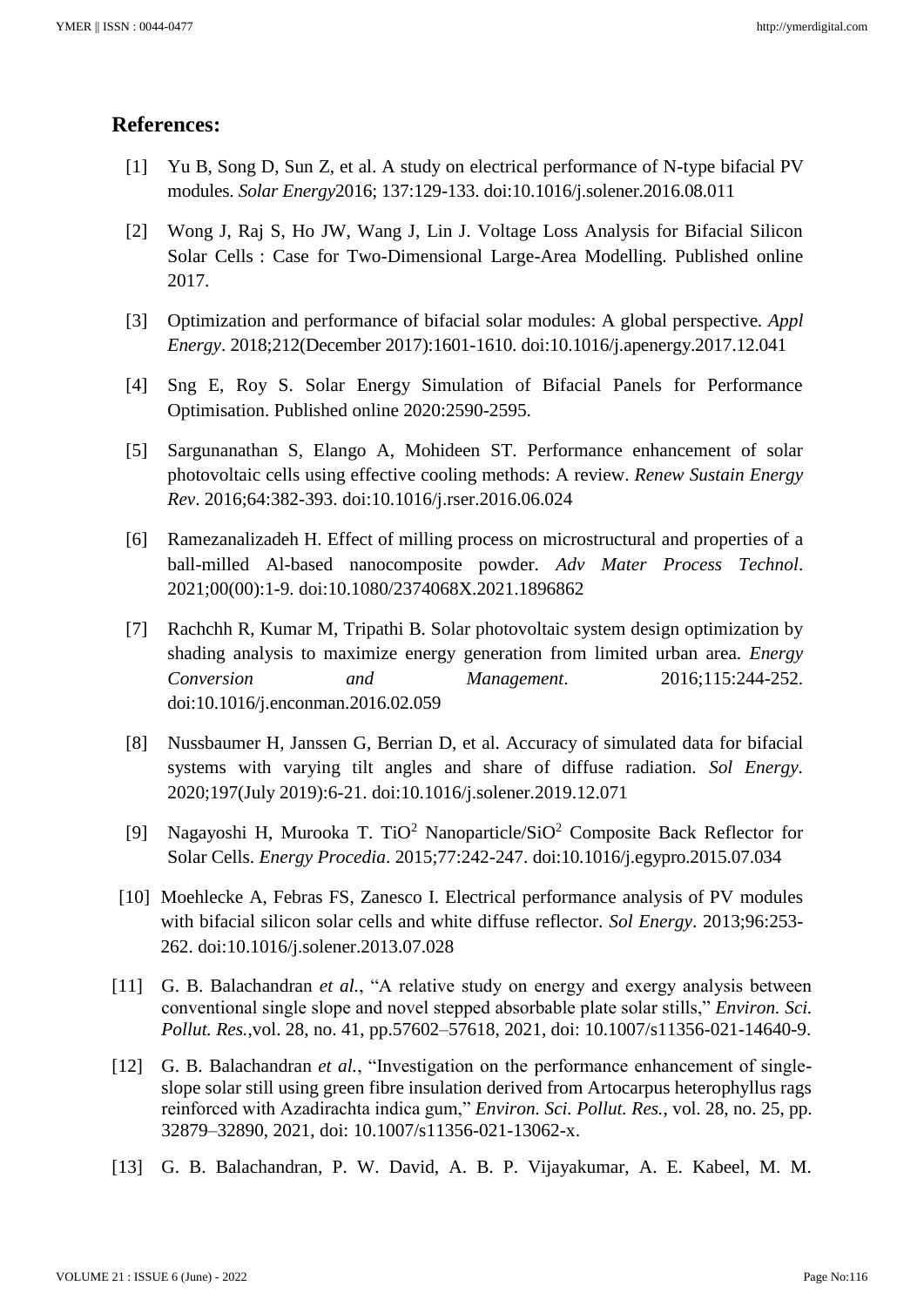## References:

[1] Yu B, Song D, Sun Z, et al. A study on electrical performance of N-type bifacial PV modules. *Solar Energy*2016; 137:129-133. doi:10.1016/j.solener.2016.08.011

[2] Wong J, Raj S, Ho JW, Wang J, Lin J. Voltage Loss Analysis for Bifacial Silicon Solar Cells : Case for Two-Dimensional Large-Area Modelling. Published online 2017.

[3] Optimization and performance of bifacial solar modules: A global perspective. *Appl Energy*. 2018;212(December 2017):1601-1610. doi:10.1016/j.apenergy.2017.12.041

[4] Sng E, Roy S. Solar Energy Simulation of Bifacial Panels for Performance Optimisation. Published online 2020:2590-2595.

[5] Sargunanathan S, Elango A, Mohideen ST. Performance enhancement of solar photovoltaic cells using effective cooling methods: A review. *Renew Sustain Energy Rev*. 2016;64:382-393. doi:10.1016/j.rser.2016.06.024

[6] Ramezanalizadeh H. Effect of milling process on microstructural and properties of a ball-milled Al-based nanocomposite powder. *Adv Mater Process Technol*. 2021;00(00):1-9. doi:10.1080/2374068X.2021.1896862

[7] Rachchh R, Kumar M, Tripathi B. Solar photovoltaic system design optimization by shading analysis to maximize energy generation from limited urban area. *Energy Conversion and Management*. 2016;115:244-252. doi:10.1016/j.enconman.2016.02.059

[8] Nussbaumer H, Janssen G, Berrian D, et al. Accuracy of simulated data for bifacial systems with varying tilt angles and share of diffuse radiation. *Sol Energy*. 2020;197(July 2019):6-21. doi:10.1016/j.solener.2019.12.071

[9] Nagayoshi H, Murooka T. $TiO^2$ Nanoparticle/$SiO^2$ Composite Back Reflector for Solar Cells. *Energy Procedia*. 2015;77:242-247. doi:10.1016/j.egypro.2015.07.034

[10] Moehlecke A, Febras FS, Zanesco I. Electrical performance analysis of PV modules with bifacial silicon solar cells and white diffuse reflector. *Sol Energy*. 2013;96:253-262. doi:10.1016/j.solener.2013.07.028

[11] G. B. Balachandran *et al.*, "A relative study on energy and exergy analysis between conventional single slope and novel stepped absorbable plate solar stills," *Environ. Sci. Pollut. Res.*,vol. 28, no. 41, pp.57602–57618, 2021, doi: 10.1007/s11356-021-14640-9.

[12] G. B. Balachandran *et al.*, "Investigation on the performance enhancement of single-slope solar still using green fibre insulation derived from Artocarpus heterophyllus rags reinforced with Azadirachta indica gum," *Environ. Sci. Pollut. Res.*, vol. 28, no. 25, pp. 32879–32890, 2021, doi: 10.1007/s11356-021-13062-x.

[13] G. B. Balachandran, P. W. David, A. B. P. Vijayakumar, A. E. Kabeel, M. M.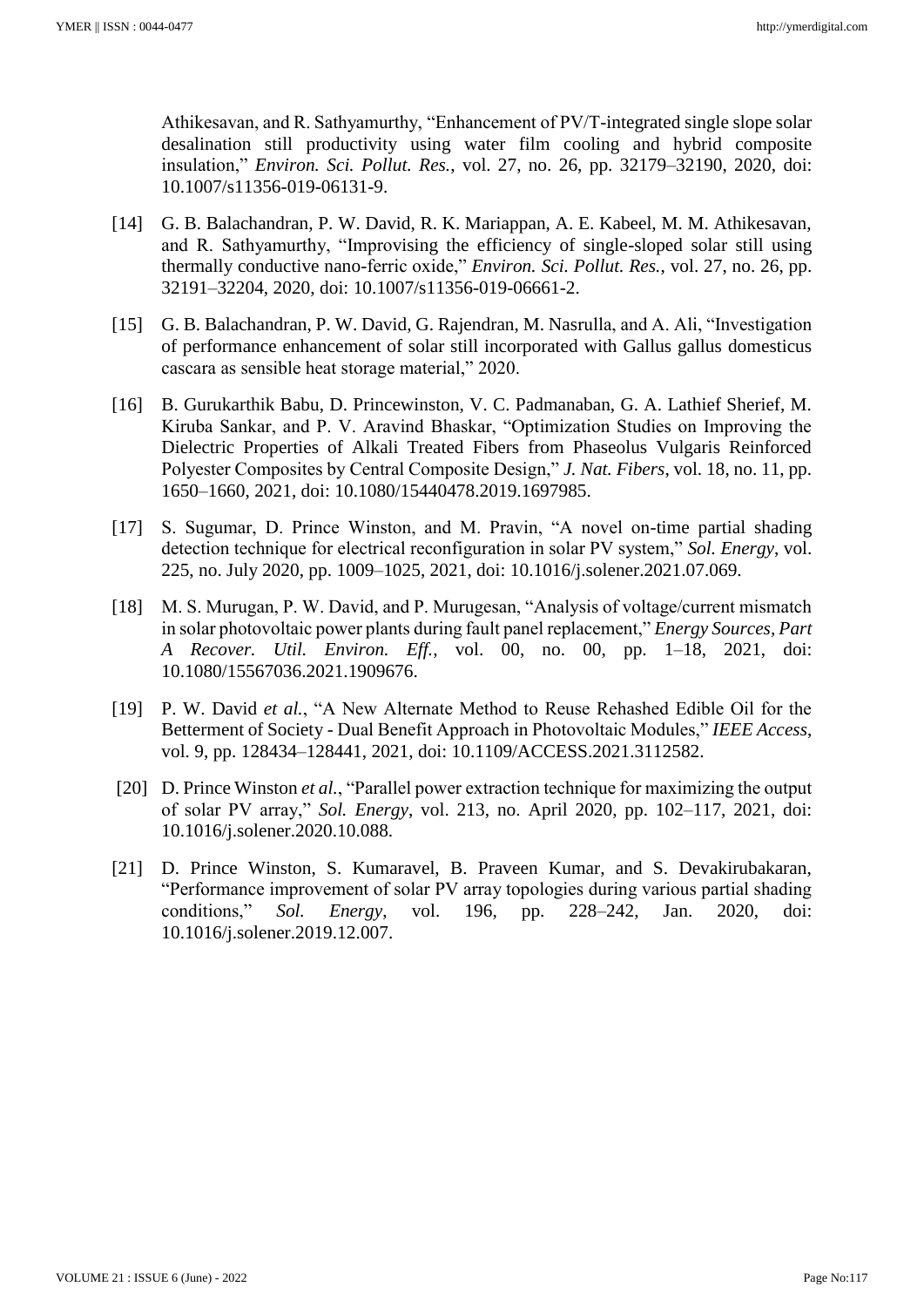Athikesavan, and R. Sathyamurthy, "Enhancement of PV/T-integrated single slope solar desalination still productivity using water film cooling and hybrid composite insulation," *Environ. Sci. Pollut. Res.*, vol. 27, no. 26, pp. 32179–32190, 2020, doi: 10.1007/s11356-019-06131-9.

[14] G. B. Balachandran, P. W. David, R. K. Mariappan, A. E. Kabeel, M. M. Athikesavan, and R. Sathyamurthy, "Improvising the efficiency of single-sloped solar still using thermally conductive nano-ferric oxide," *Environ. Sci. Pollut. Res.*, vol. 27, no. 26, pp. 32191–32204, 2020, doi: 10.1007/s11356-019-06661-2.

[15] G. B. Balachandran, P. W. David, G. Rajendran, M. Nasrulla, and A. Ali, "Investigation of performance enhancement of solar still incorporated with Gallus gallus domesticus cascara as sensible heat storage material," 2020.

[16] B. Gurukarthik Babu, D. Princewinston, V. C. Padmanaban, G. A. Lathief Sherief, M. Kiruba Sankar, and P. V. Aravind Bhaskar, "Optimization Studies on Improving the Dielectric Properties of Alkali Treated Fibers from Phaseolus Vulgaris Reinforced Polyester Composites by Central Composite Design," *J. Nat. Fibers*, vol. 18, no. 11, pp. 1650–1660, 2021, doi: 10.1080/15440478.2019.1697985.

[17] S. Sugumar, D. Prince Winston, and M. Pravin, "A novel on-time partial shading detection technique for electrical reconfiguration in solar PV system," *Sol. Energy*, vol. 225, no. July 2020, pp. 1009–1025, 2021, doi: 10.1016/j.solener.2021.07.069.

[18] M. S. Murugan, P. W. David, and P. Murugesan, "Analysis of voltage/current mismatch in solar photovoltaic power plants during fault panel replacement," *Energy Sources, Part A Recover. Util. Environ. Eff.*, vol. 00, no. 00, pp. 1–18, 2021, doi: 10.1080/15567036.2021.1909676.

[19] P. W. David *et al.*, "A New Alternate Method to Reuse Rehashed Edible Oil for the Betterment of Society - Dual Benefit Approach in Photovoltaic Modules," *IEEE Access*, vol. 9, pp. 128434–128441, 2021, doi: 10.1109/ACCESS.2021.3112582.

[20] D. Prince Winston *et al.*, "Parallel power extraction technique for maximizing the output of solar PV array," *Sol. Energy*, vol. 213, no. April 2020, pp. 102–117, 2021, doi: 10.1016/j.solener.2020.10.088.

[21] D. Prince Winston, S. Kumaravel, B. Praveen Kumar, and S. Devakirubakaran, "Performance improvement of solar PV array topologies during various partial shading conditions," *Sol. Energy*, vol. 196, pp. 228–242, Jan. 2020, doi: 10.1016/j.solener.2019.12.007.